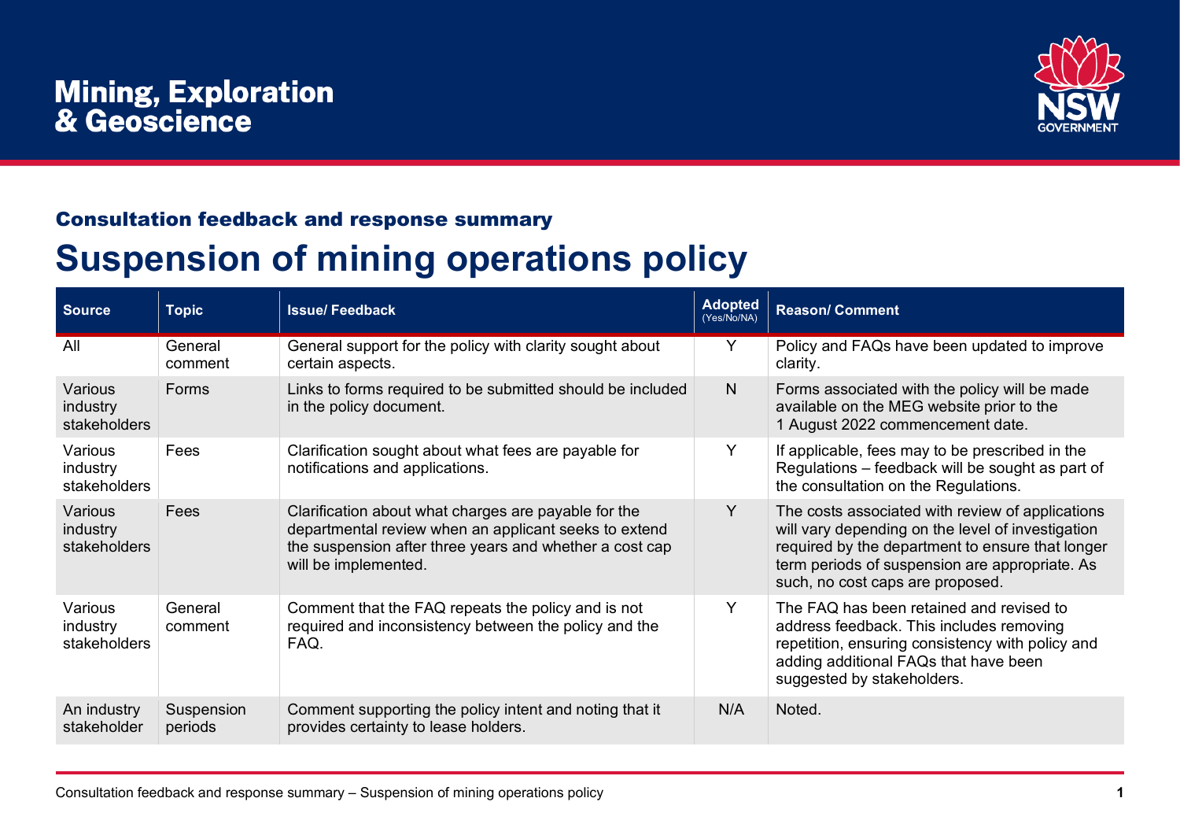Mining, Exploration & Geoscience

### Consultation feedback and response summary

# Suspension of mining operations policy

| Source | Topic | Issue/ Feedback | Adopted (Yes/No/NA) | Reason/ Comment |
|---|---|---|---|---|
| All | General comment | General support for the policy with clarity sought about certain aspects. | Y | Policy and FAQs have been updated to improve clarity. |
| Various industry stakeholders | Forms | Links to forms required to be submitted should be included in the policy document. | N | Forms associated with the policy will be made available on the MEG website prior to the 1 August 2022 commencement date. |
| Various industry stakeholders | Fees | Clarification sought about what fees are payable for notifications and applications. | Y | If applicable, fees may to be prescribed in the Regulations – feedback will be sought as part of the consultation on the Regulations. |
| Various industry stakeholders | Fees | Clarification about what charges are payable for the departmental review when an applicant seeks to extend the suspension after three years and whether a cost cap will be implemented. | Y | The costs associated with review of applications will vary depending on the level of investigation required by the department to ensure that longer term periods of suspension are appropriate. As such, no cost caps are proposed. |
| Various industry stakeholders | General comment | Comment that the FAQ repeats the policy and is not required and inconsistency between the policy and the FAQ. | Y | The FAQ has been retained and revised to address feedback. This includes removing repetition, ensuring consistency with policy and adding additional FAQs that have been suggested by stakeholders. |
| An industry stakeholder | Suspension periods | Comment supporting the policy intent and noting that it provides certainty to lease holders. | N/A | Noted. |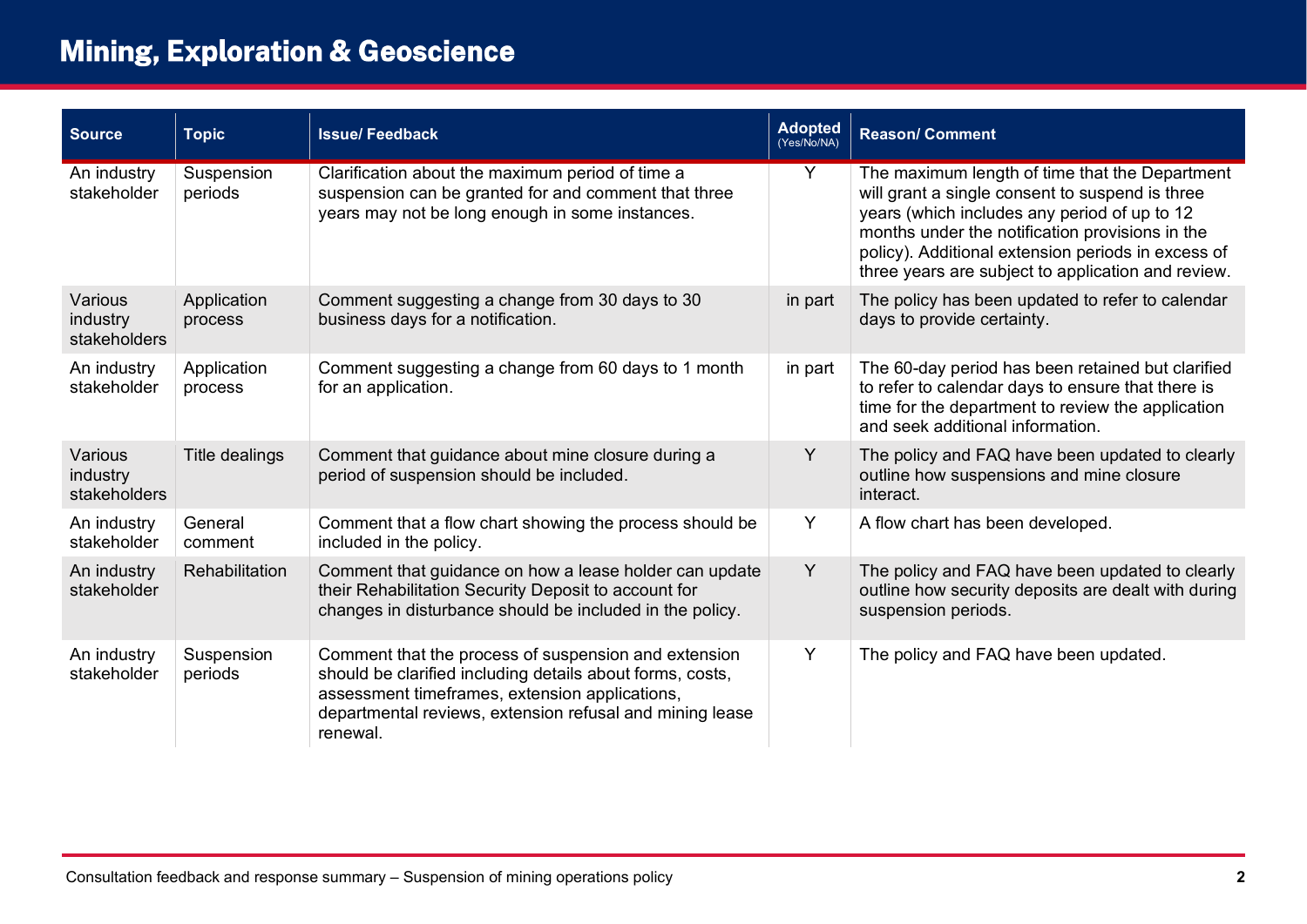# Mining, Exploration & Geoscience

| Source | Topic | Issue/ Feedback | Adopted (Yes/No/NA) | Reason/ Comment |
|---|---|---|---|---|
| An industry stakeholder | Suspension periods | Clarification about the maximum period of time a suspension can be granted for and comment that three years may not be long enough in some instances. | Y | The maximum length of time that the Department will grant a single consent to suspend is three years (which includes any period of up to 12 months under the notification provisions in the policy). Additional extension periods in excess of three years are subject to application and review. |
| Various industry stakeholders | Application process | Comment suggesting a change from 30 days to 30 business days for a notification. | in part | The policy has been updated to refer to calendar days to provide certainty. |
| An industry stakeholder | Application process | Comment suggesting a change from 60 days to 1 month for an application. | in part | The 60-day period has been retained but clarified to refer to calendar days to ensure that there is time for the department to review the application and seek additional information. |
| Various industry stakeholders | Title dealings | Comment that guidance about mine closure during a period of suspension should be included. | Y | The policy and FAQ have been updated to clearly outline how suspensions and mine closure interact. |
| An industry stakeholder | General comment | Comment that a flow chart showing the process should be included in the policy. | Y | A flow chart has been developed. |
| An industry stakeholder | Rehabilitation | Comment that guidance on how a lease holder can update their Rehabilitation Security Deposit to account for changes in disturbance should be included in the policy. | Y | The policy and FAQ have been updated to clearly outline how security deposits are dealt with during suspension periods. |
| An industry stakeholder | Suspension periods | Comment that the process of suspension and extension should be clarified including details about forms, costs, assessment timeframes, extension applications, departmental reviews, extension refusal and mining lease renewal. | Y | The policy and FAQ have been updated. |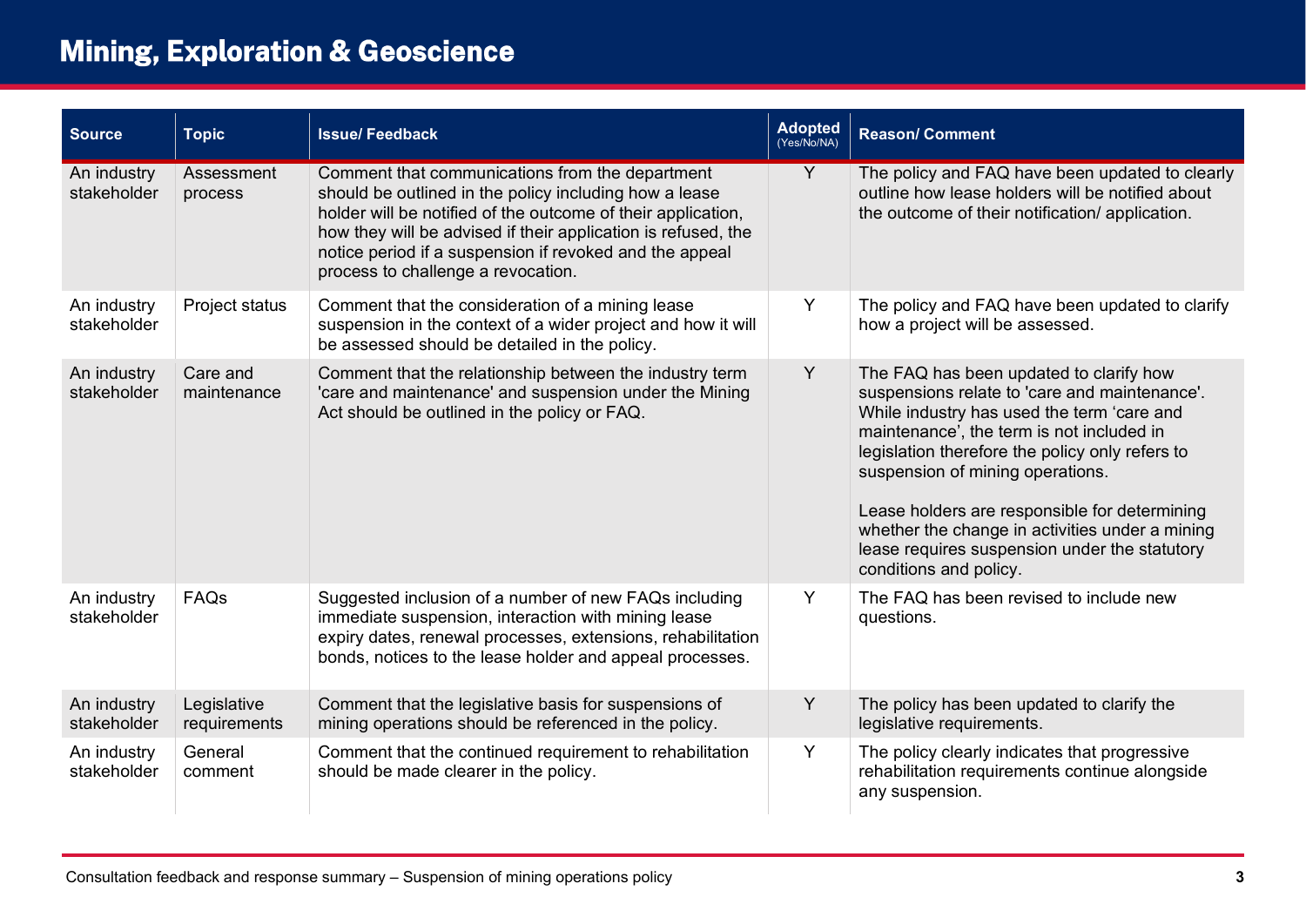# Mining, Exploration & Geoscience

| Source | Topic | Issue/ Feedback | Adopted (Yes/No/NA) | Reason/ Comment |
|---|---|---|---|---|
| An industry stakeholder | Assessment process | Comment that communications from the department should be outlined in the policy including how a lease holder will be notified of the outcome of their application, how they will be advised if their application is refused, the notice period if a suspension if revoked and the appeal process to challenge a revocation. | Y | The policy and FAQ have been updated to clearly outline how lease holders will be notified about the outcome of their notification/ application. |
| An industry stakeholder | Project status | Comment that the consideration of a mining lease suspension in the context of a wider project and how it will be assessed should be detailed in the policy. | Y | The policy and FAQ have been updated to clarify how a project will be assessed. |
| An industry stakeholder | Care and maintenance | Comment that the relationship between the industry term 'care and maintenance' and suspension under the Mining Act should be outlined in the policy or FAQ. | Y | The FAQ has been updated to clarify how suspensions relate to 'care and maintenance'. While industry has used the term 'care and maintenance', the term is not included in legislation therefore the policy only refers to suspension of mining operations.<br><br>Lease holders are responsible for determining whether the change in activities under a mining lease requires suspension under the statutory conditions and policy. |
| An industry stakeholder | FAQs | Suggested inclusion of a number of new FAQs including immediate suspension, interaction with mining lease expiry dates, renewal processes, extensions, rehabilitation bonds, notices to the lease holder and appeal processes. | Y | The FAQ has been revised to include new questions. |
| An industry stakeholder | Legislative requirements | Comment that the legislative basis for suspensions of mining operations should be referenced in the policy. | Y | The policy has been updated to clarify the legislative requirements. |
| An industry stakeholder | General comment | Comment that the continued requirement to rehabilitation should be made clearer in the policy. | Y | The policy clearly indicates that progressive rehabilitation requirements continue alongside any suspension. |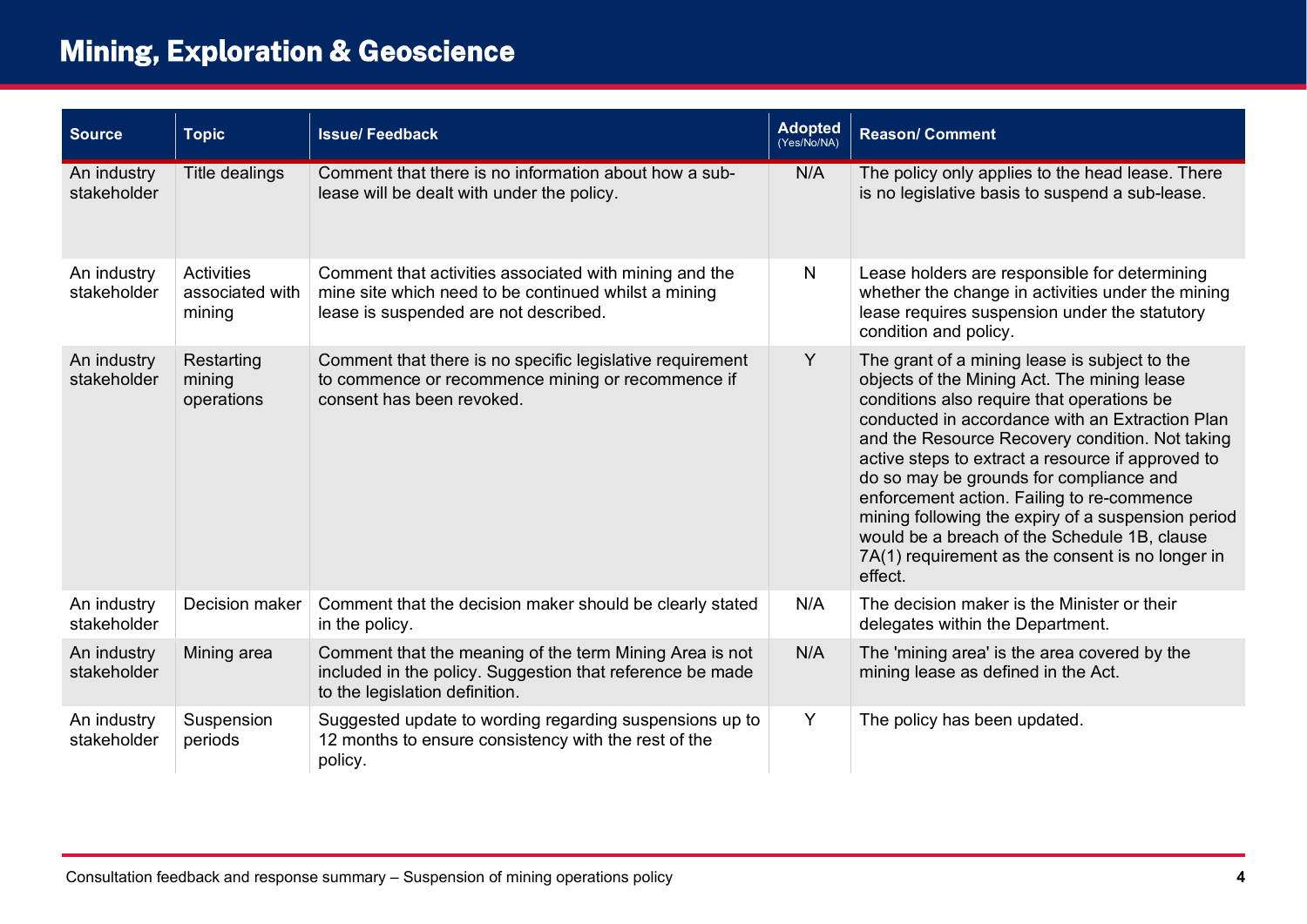# Mining, Exploration & Geoscience

| Source | Topic | Issue/ Feedback | Adopted (Yes/No/NA) | Reason/ Comment |
|---|---|---|---|---|
| An industry stakeholder | Title dealings | Comment that there is no information about how a sub-lease will be dealt with under the policy. | N/A | The policy only applies to the head lease. There is no legislative basis to suspend a sub-lease. |
| An industry stakeholder | Activities associated with mining | Comment that activities associated with mining and the mine site which need to be continued whilst a mining lease is suspended are not described. | N | Lease holders are responsible for determining whether the change in activities under the mining lease requires suspension under the statutory condition and policy. |
| An industry stakeholder | Restarting mining operations | Comment that there is no specific legislative requirement to commence or recommence mining or recommence if consent has been revoked. | Y | The grant of a mining lease is subject to the objects of the Mining Act. The mining lease conditions also require that operations be conducted in accordance with an Extraction Plan and the Resource Recovery condition. Not taking active steps to extract a resource if approved to do so may be grounds for compliance and enforcement action. Failing to re-commence mining following the expiry of a suspension period would be a breach of the Schedule 1B, clause 7A(1) requirement as the consent is no longer in effect. |
| An industry stakeholder | Decision maker | Comment that the decision maker should be clearly stated in the policy. | N/A | The decision maker is the Minister or their delegates within the Department. |
| An industry stakeholder | Mining area | Comment that the meaning of the term Mining Area is not included in the policy. Suggestion that reference be made to the legislation definition. | N/A | The 'mining area' is the area covered by the mining lease as defined in the Act. |
| An industry stakeholder | Suspension periods | Suggested update to wording regarding suspensions up to 12 months to ensure consistency with the rest of the policy. | Y | The policy has been updated. |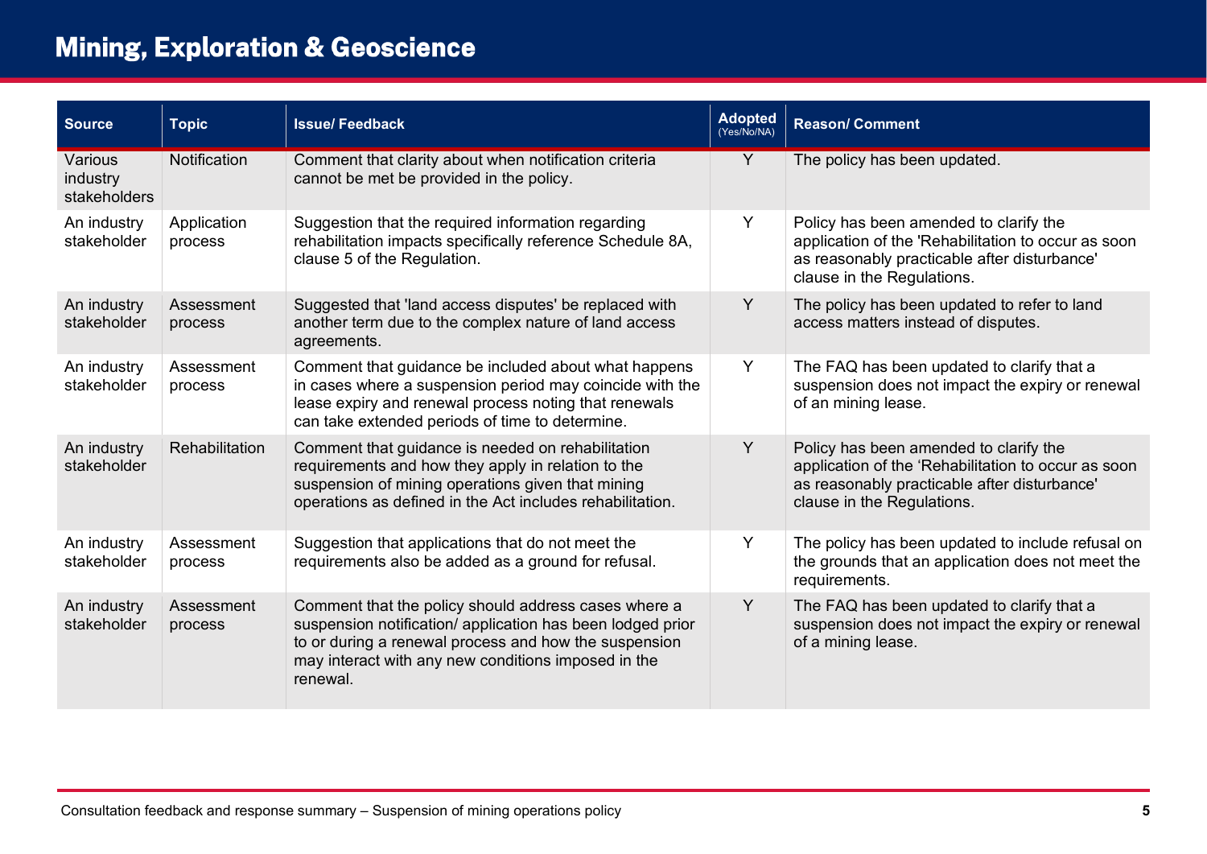# Mining, Exploration & Geoscience

| Source | Topic | Issue/ Feedback | Adopted (Yes/No/NA) | Reason/ Comment |
|---|---|---|---|---|
| Various industry stakeholders | Notification | Comment that clarity about when notification criteria cannot be met be provided in the policy. | Y | The policy has been updated. |
| An industry stakeholder | Application process | Suggestion that the required information regarding rehabilitation impacts specifically reference Schedule 8A, clause 5 of the Regulation. | Y | Policy has been amended to clarify the application of the 'Rehabilitation to occur as soon as reasonably practicable after disturbance' clause in the Regulations. |
| An industry stakeholder | Assessment process | Suggested that 'land access disputes' be replaced with another term due to the complex nature of land access agreements. | Y | The policy has been updated to refer to land access matters instead of disputes. |
| An industry stakeholder | Assessment process | Comment that guidance be included about what happens in cases where a suspension period may coincide with the lease expiry and renewal process noting that renewals can take extended periods of time to determine. | Y | The FAQ has been updated to clarify that a suspension does not impact the expiry or renewal of an mining lease. |
| An industry stakeholder | Rehabilitation | Comment that guidance is needed on rehabilitation requirements and how they apply in relation to the suspension of mining operations given that mining operations as defined in the Act includes rehabilitation. | Y | Policy has been amended to clarify the application of the 'Rehabilitation to occur as soon as reasonably practicable after disturbance' clause in the Regulations. |
| An industry stakeholder | Assessment process | Suggestion that applications that do not meet the requirements also be added as a ground for refusal. | Y | The policy has been updated to include refusal on the grounds that an application does not meet the requirements. |
| An industry stakeholder | Assessment process | Comment that the policy should address cases where a suspension notification/ application has been lodged prior to or during a renewal process and how the suspension may interact with any new conditions imposed in the renewal. | Y | The FAQ has been updated to clarify that a suspension does not impact the expiry or renewal of a mining lease. |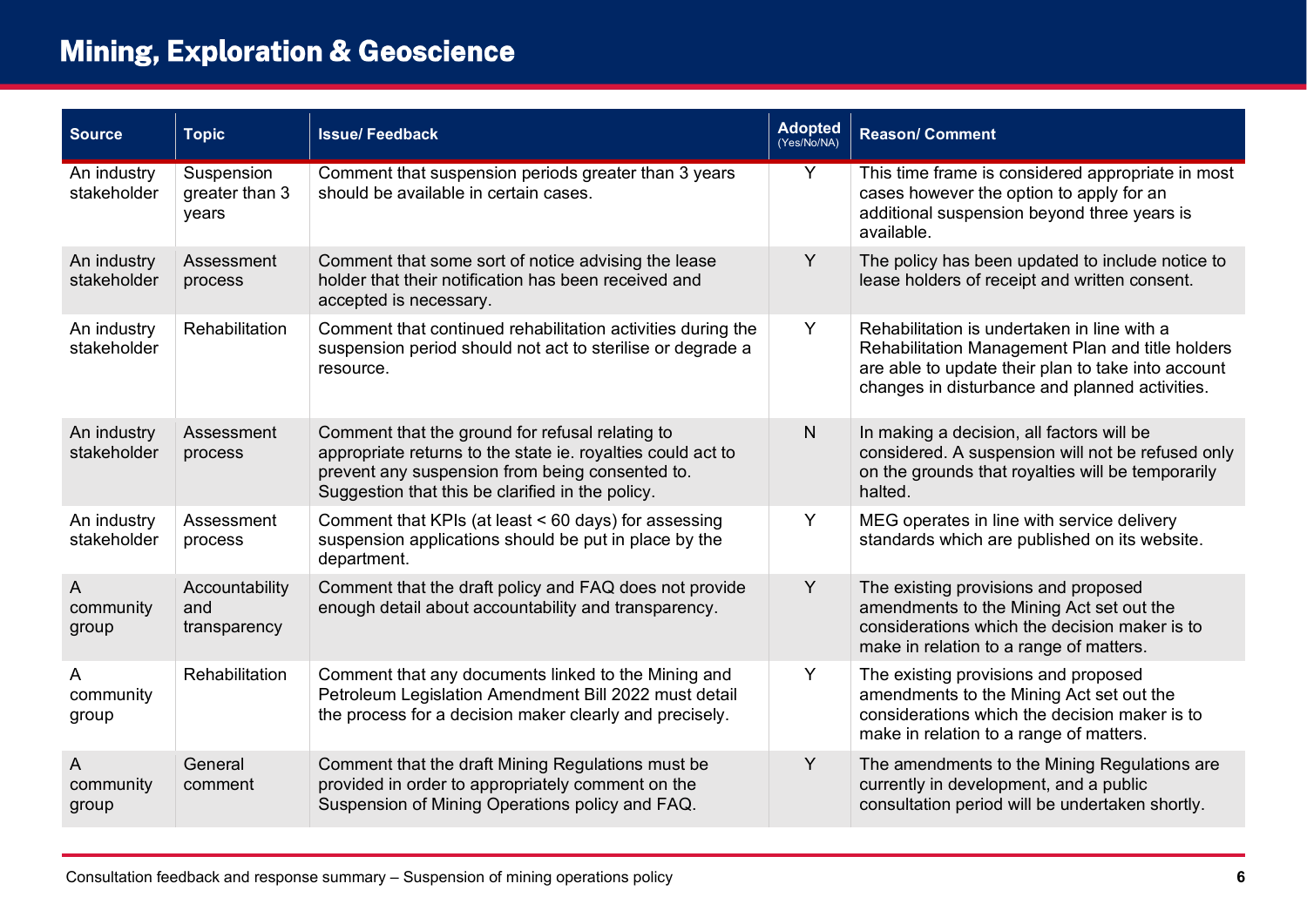# Mining, Exploration & Geoscience

| Source | Topic | Issue/ Feedback | Adopted (Yes/No/NA) | Reason/ Comment |
|---|---|---|---|---|
| An industry stakeholder | Suspension greater than 3 years | Comment that suspension periods greater than 3 years should be available in certain cases. | Y | This time frame is considered appropriate in most cases however the option to apply for an additional suspension beyond three years is available. |
| An industry stakeholder | Assessment process | Comment that some sort of notice advising the lease holder that their notification has been received and accepted is necessary. | Y | The policy has been updated to include notice to lease holders of receipt and written consent. |
| An industry stakeholder | Rehabilitation | Comment that continued rehabilitation activities during the suspension period should not act to sterilise or degrade a resource. | Y | Rehabilitation is undertaken in line with a Rehabilitation Management Plan and title holders are able to update their plan to take into account changes in disturbance and planned activities. |
| An industry stakeholder | Assessment process | Comment that the ground for refusal relating to appropriate returns to the state ie. royalties could act to prevent any suspension from being consented to. Suggestion that this be clarified in the policy. | N | In making a decision, all factors will be considered. A suspension will not be refused only on the grounds that royalties will be temporarily halted. |
| An industry stakeholder | Assessment process | Comment that KPIs (at least < 60 days) for assessing suspension applications should be put in place by the department. | Y | MEG operates in line with service delivery standards which are published on its website. |
| A community group | Accountability and transparency | Comment that the draft policy and FAQ does not provide enough detail about accountability and transparency. | Y | The existing provisions and proposed amendments to the Mining Act set out the considerations which the decision maker is to make in relation to a range of matters. |
| A community group | Rehabilitation | Comment that any documents linked to the Mining and Petroleum Legislation Amendment Bill 2022 must detail the process for a decision maker clearly and precisely. | Y | The existing provisions and proposed amendments to the Mining Act set out the considerations which the decision maker is to make in relation to a range of matters. |
| A community group | General comment | Comment that the draft Mining Regulations must be provided in order to appropriately comment on the Suspension of Mining Operations policy and FAQ. | Y | The amendments to the Mining Regulations are currently in development, and a public consultation period will be undertaken shortly. |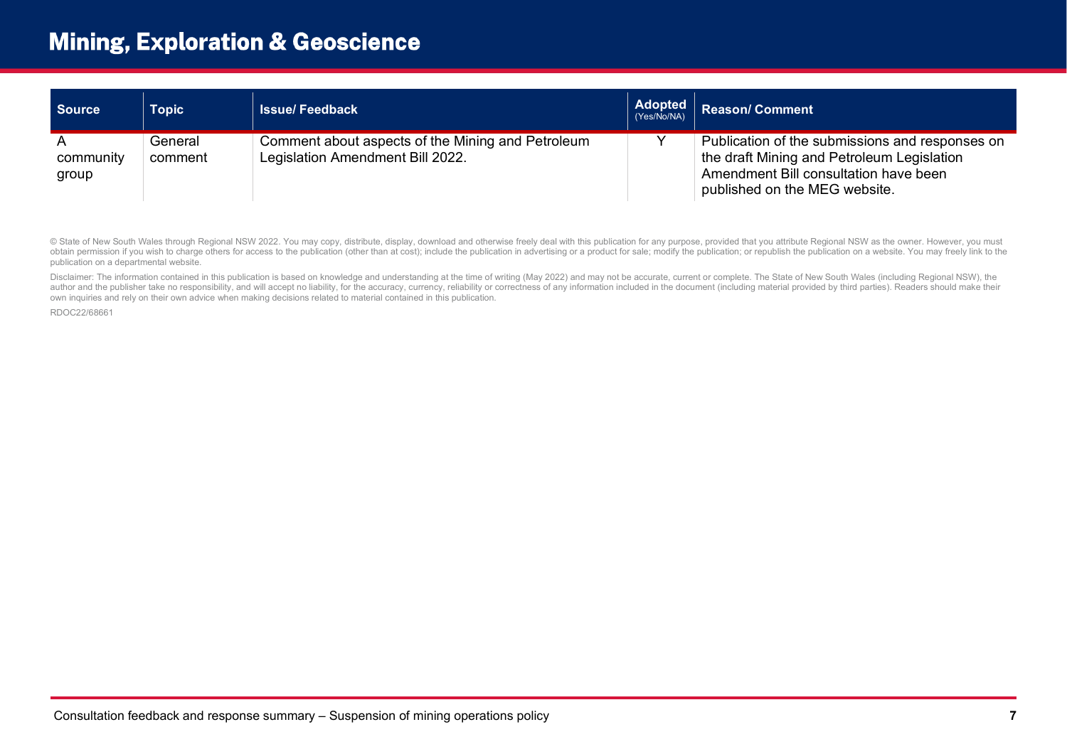| Source | Topic | Issue/ Feedback | Adopted (Yes/No/NA) | Reason/ Comment |
|---|---|---|---|---|
| A community group | General comment | Comment about aspects of the Mining and Petroleum Legislation Amendment Bill 2022. | Y | Publication of the submissions and responses on the draft Mining and Petroleum Legislation Amendment Bill consultation have been published on the MEG website. |

© State of New South Wales through Regional NSW 2022. You may copy, distribute, display, download and otherwise freely deal with this publication for any purpose, provided that you attribute Regional NSW as the owner. However, you must obtain permission if you wish to charge others for access to the publication (other than at cost); include the publication in advertising or a product for sale; modify the publication; or republish the publication on a website. You may freely link to the publication on a departmental website.

Disclaimer: The information contained in this publication is based on knowledge and understanding at the time of writing (May 2022) and may not be accurate, current or complete. The State of New South Wales (including Regional NSW), the author and the publisher take no responsibility, and will accept no liability, for the accuracy, currency, reliability or correctness of any information included in the document (including material provided by third parties). Readers should make their own inquiries and rely on their own advice when making decisions related to material contained in this publication.

RDOC22/68661